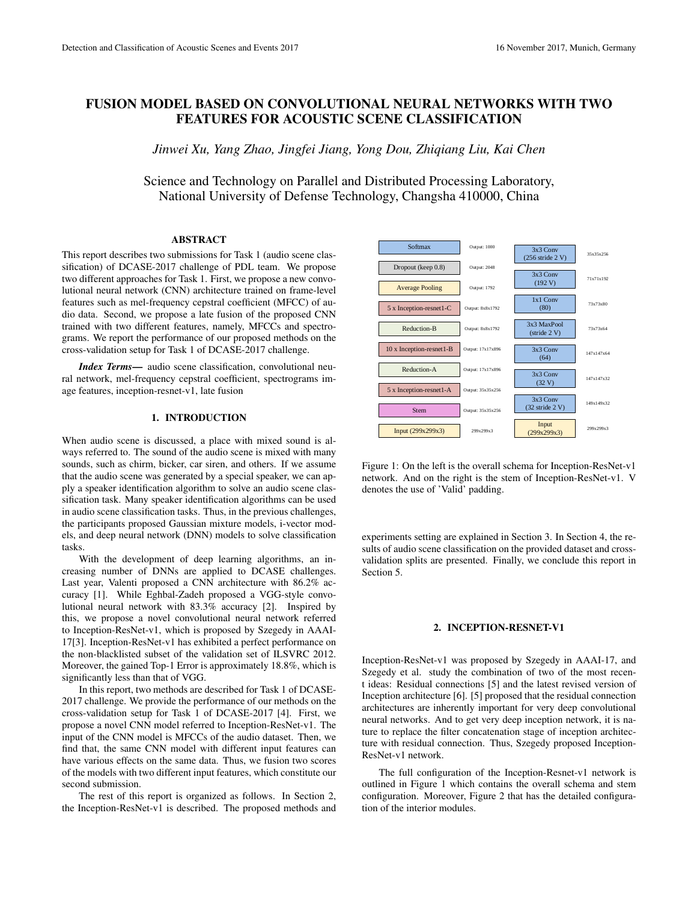# FUSION MODEL BASED ON CONVOLUTIONAL NEURAL NETWORKS WITH TWO FEATURES FOR ACOUSTIC SCENE CLASSIFICATION

*Jinwei Xu, Yang Zhao, Jingfei Jiang, Yong Dou, Zhiqiang Liu, Kai Chen*

Science and Technology on Parallel and Distributed Processing Laboratory,
National University of Defense Technology, Changsha 410000, China

## ABSTRACT

This report describes two submissions for Task 1 (audio scene classification) of DCASE-2017 challenge of PDL team. We propose two different approaches for Task 1. First, we propose a new convolutional neural network (CNN) architecture trained on frame-level features such as mel-frequency cepstral coefficient (MFCC) of audio data. Second, we propose a late fusion of the proposed CNN trained with two different features, namely, MFCCs and spectrograms. We report the performance of our proposed methods on the cross-validation setup for Task 1 of DCASE-2017 challenge.

***Index Terms*—** audio scene classification, convolutional neural network, mel-frequency cepstral coefficient, spectrograms image features, inception-resnet-v1, late fusion

## 1. INTRODUCTION

When audio scene is discussed, a place with mixed sound is always referred to. The sound of the audio scene is mixed with many sounds, such as chirm, bicker, car siren, and others. If we assume that the audio scene was generated by a special speaker, we can apply a speaker identification algorithm to solve an audio scene classification task. Many speaker identification algorithms can be used in audio scene classification tasks. Thus, in the previous challenges, the participants proposed Gaussian mixture models, i-vector models, and deep neural network (DNN) models to solve classification tasks.

With the development of deep learning algorithms, an increasing number of DNNs are applied to DCASE challenges. Last year, Valenti proposed a CNN architecture with 86.2% accuracy [1]. While Eghbal-Zadeh proposed a VGG-style convolutional neural network with 83.3% accuracy [2]. Inspired by this, we propose a novel convolutional neural network referred to Inception-ResNet-v1, which is proposed by Szegedy in AAAI-17[3]. Inception-ResNet-v1 has exhibited a perfect performance on the non-blacklisted subset of the validation set of ILSVRC 2012. Moreover, the gained Top-1 Error is approximately 18.8%, which is significantly less than that of VGG.

In this report, two methods are described for Task 1 of DCASE-2017 challenge. We provide the performance of our methods on the cross-validation setup for Task 1 of DCASE-2017 [4]. First, we propose a novel CNN model referred to Inception-ResNet-v1. The input of the CNN model is MFCCs of the audio dataset. Then, we find that, the same CNN model with different input features can have various effects on the same data. Thus, we fusion two scores of the models with two different input features, which constitute our second submission.

The rest of this report is organized as follows. In Section 2, the Inception-ResNet-v1 is described. The proposed methods and experiments setting are explained in Section 3. In Section 4, the results of audio scene classification on the provided dataset and cross-validation splits are presented. Finally, we conclude this report in Section 5.

| Overall schema | Output | Stem | Output |
|---|---|---|---|
| Softmax | Output: 1000 | 3x3 Conv (256 stride 2 V) | 35x35x256 |
| Dropout (keep 0.8) | Output: 2048 | 3x3 Conv (192 V) | 71x71x192 |
| Average Pooling | Output: 1792 | 1x1 Conv (80) | 73x73x80 |
| 5 x Inception-resnet1-C | Output: 8x8x1792 | 3x3 MaxPool (stride 2 V) | 73x73x64 |
| Reduction-B | Output: 8x8x1792 | 3x3 Conv (64) | 147x147x64 |
| 10 x Inception-resnet1-B | Output: 17x17x896 | 3x3 Conv (32 V) | 147x147x32 |
| Reduction-A | Output: 17x17x896 | 3x3 Conv (32 stride 2 V) | 149x149x32 |
| 5 x Inception-resnet1-A | Output: 35x35x256 | Input (299x299x3) | 299x299x3 |
| Stem | Output: 35x35x256 | | |
| Input (299x299x3) | 299x299x3 | | |

Figure 1: On the left is the overall schema for Inception-ResNet-v1 network. And on the right is the stem of Inception-ResNet-v1. V denotes the use of 'Valid' padding.

## 2. INCEPTION-RESNET-V1

Inception-ResNet-v1 was proposed by Szegedy in AAAI-17, and Szegedy et al. study the combination of two of the most recent ideas: Residual connections [5] and the latest revised version of Inception architecture [6]. [5] proposed that the residual connection architectures are inherently important for very deep convolutional neural networks. And to get very deep inception network, it is nature to replace the filter concatenation stage of inception architecture with residual connection. Thus, Szegedy proposed Inception-ResNet-v1 network.

The full configuration of the Inception-Resnet-v1 network is outlined in Figure 1 which contains the overall schema and stem configuration. Moreover, Figure 2 that has the detailed configuration of the interior modules.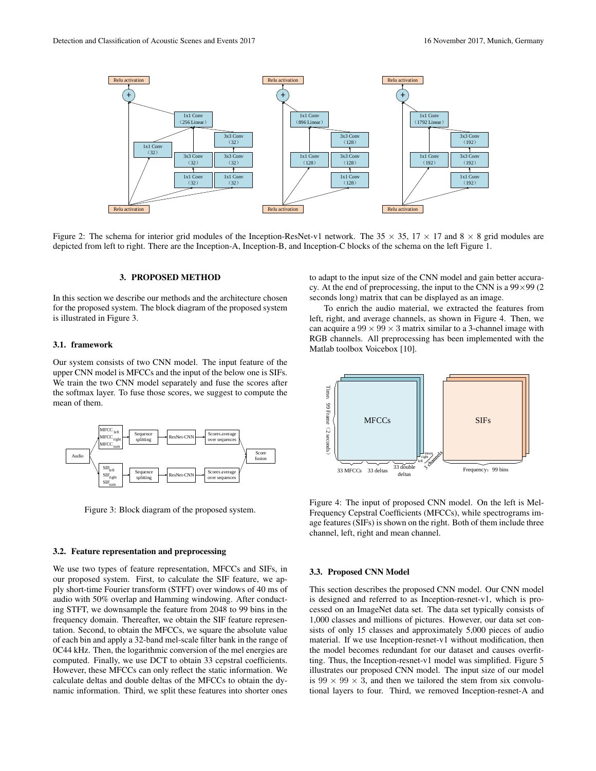Figure 2: The schema for interior grid modules of the Inception-ResNet-v1 network. The 35 × 35, 17 × 17 and 8 × 8 grid modules are depicted from left to right. There are the Inception-A, Inception-B, and Inception-C blocks of the schema on the left Figure 1.

## 3. PROPOSED METHOD

In this section we describe our methods and the architecture chosen for the proposed system. The block diagram of the proposed system is illustrated in Figure 3.

### 3.1. framework

Our system consists of two CNN model. The input feature of the upper CNN model is MFCCs and the input of the below one is SIFs. We train the two CNN model separately and fuse the scores after the softmax layer. To fuse those scores, we suggest to compute the mean of them.

Figure 3: Block diagram of the proposed system.

### 3.2. Feature representation and preprocessing

We use two types of feature representation, MFCCs and SIFs, in our proposed system. First, to calculate the SIF feature, we apply short-time Fourier transform (STFT) over windows of 40 ms of audio with 50% overlap and Hamming windowing. After conducting STFT, we downsample the feature from 2048 to 99 bins in the frequency domain. Thereafter, we obtain the SIF feature representation. Second, to obtain the MFCCs, we square the absolute value of each bin and apply a 32-band mel-scale filter bank in the range of 0C44 kHz. Then, the logarithmic conversion of the mel energies are computed. Finally, we use DCT to obtain 33 cepstral coefficients. However, these MFCCs can only reflect the static information. We calculate deltas and double deltas of the MFCCs to obtain the dynamic information. Third, we split these features into shorter ones to adapt to the input size of the CNN model and gain better accuracy. At the end of preprocessing, the input to the CNN is a 99×99 (2 seconds long) matrix that can be displayed as an image.

To enrich the audio material, we extracted the features from left, right, and average channels, as shown in Figure 4. Then, we can acquire a $99 \times 99 \times 3$ matrix similar to a 3-channel image with RGB channels. All preprocessing has been implemented with the Matlab toolbox Voicebox [10].

Figure 4: The input of proposed CNN model. On the left is Mel-Frequency Cepstral Coefficients (MFCCs), while spectrograms image features (SIFs) is shown on the right. Both of them include three channel, left, right and mean channel.

### 3.3. Proposed CNN Model

This section describes the proposed CNN model. Our CNN model is designed and referred to as Inception-resnet-v1, which is processed on an ImageNet data set. The data set typically consists of 1,000 classes and millions of pictures. However, our data set consists of only 15 classes and approximately 5,000 pieces of audio material. If we use Inception-resnet-v1 without modification, then the model becomes redundant for our dataset and causes overfitting. Thus, the Inception-resnet-v1 model was simplified. Figure 5 illustrates our proposed CNN model. The input size of our model is $99 \times 99 \times 3$, and then we tailored the stem from six convolutional layers to four. Third, we removed Inception-resnet-A and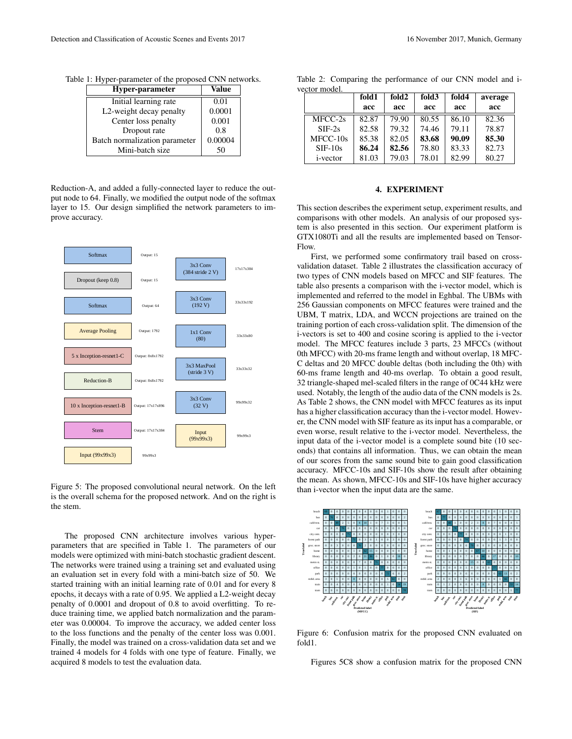Table 1: Hyper-parameter of the proposed CNN networks.

| Hyper-parameter | Value |
|---|---|
| Initial learning rate | 0.01 |
| L2-weight decay penalty | 0.0001 |
| Center loss penalty | 0.001 |
| Dropout rate | 0.8 |
| Batch normalization parameter | 0.00004 |
| Mini-batch size | 50 |

Reduction-A, and added a fully-connected layer to reduce the output node to 64. Finally, we modified the output node of the softmax layer to 15. Our design simplified the network parameters to improve accuracy.

Figure 5: The proposed convolutional neural network. On the left is the overall schema for the proposed network. And on the right is the stem.

The proposed CNN architecture involves various hyper-parameters that are specified in Table 1. The parameters of our models were optimized with mini-batch stochastic gradient descent. The networks were trained using a training set and evaluated using an evaluation set in every fold with a mini-batch size of 50. We started training with an initial learning rate of 0.01 and for every 8 epochs, it decays with a rate of 0.95. We applied a L2-weight decay penalty of 0.0001 and dropout of 0.8 to avoid overfitting. To reduce training time, we applied batch normalization and the parameter was 0.00004. To improve the accuracy, we added center loss to the loss functions and the penalty of the center loss was 0.001. Finally, the model was trained on a cross-validation data set and we trained 4 models for 4 folds with one type of feature. Finally, we acquired 8 models to test the evaluation data.

Table 2: Comparing the performance of our CNN model and i-vector model.

| | fold1 acc | fold2 acc | fold3 acc | fold4 acc | average acc |
|---|---|---|---|---|---|
| MFCC-2s | 82.87 | 79.90 | 80.55 | 86.10 | 82.36 |
| SIF-2s | 82.58 | 79.32 | 74.46 | 79.11 | 78.87 |
| MFCC-10s | 85.38 | 82.05 | **83.68** | **90.09** | **85.30** |
| SIF-10s | **86.24** | **82.56** | 78.80 | 83.33 | 82.73 |
| i-vector | 81.03 | 79.03 | 78.01 | 82.99 | 80.27 |

## 4. EXPERIMENT

This section describes the experiment setup, experiment results, and comparisons with other models. An analysis of our proposed system is also presented in this section. Our experiment platform is GTX1080Ti and all the results are implemented based on TensorFlow.

First, we performed some confirmatory trail based on cross-validation dataset. Table 2 illustrates the classification accuracy of two types of CNN models based on MFCC and SIF features. The table also presents a comparison with the i-vector model, which is implemented and referred to the model in Eghbal. The UBMs with 256 Gaussian components on MFCC features were trained and the UBM, T matrix, LDA, and WCCN projections are trained on the training portion of each cross-validation split. The dimension of the i-vectors is set to 400 and cosine scoring is applied to the i-vector model. The MFCC features include 3 parts, 23 MFCCs (without 0th MFCC) with 20-ms frame length and without overlap, 18 MFCC deltas and 20 MFCC double deltas (both including the 0th) with 60-ms frame length and 40-ms overlap. To obtain a good result, 32 triangle-shaped mel-scaled filters in the range of 0C44 kHz were used. Notably, the length of the audio data of the CNN models is 2s. As Table 2 shows, the CNN model with MFCC features as its input has a higher classification accuracy than the i-vector model. However, the CNN model with SIF feature as its input has a comparable, or even worse, result relative to the i-vector model. Nevertheless, the input data of the i-vector model is a complete sound bite (10 seconds) that contains all information. Thus, we can obtain the mean of our scores from the same sound bite to gain good classification accuracy. MFCC-10s and SIF-10s show the result after obtaining the mean. As shown, MFCC-10s and SIF-10s have higher accuracy than i-vector when the input data are the same.

Figure 6: Confusion matrix for the proposed CNN evaluated on fold1.

Figures 5C8 show a confusion matrix for the proposed CNN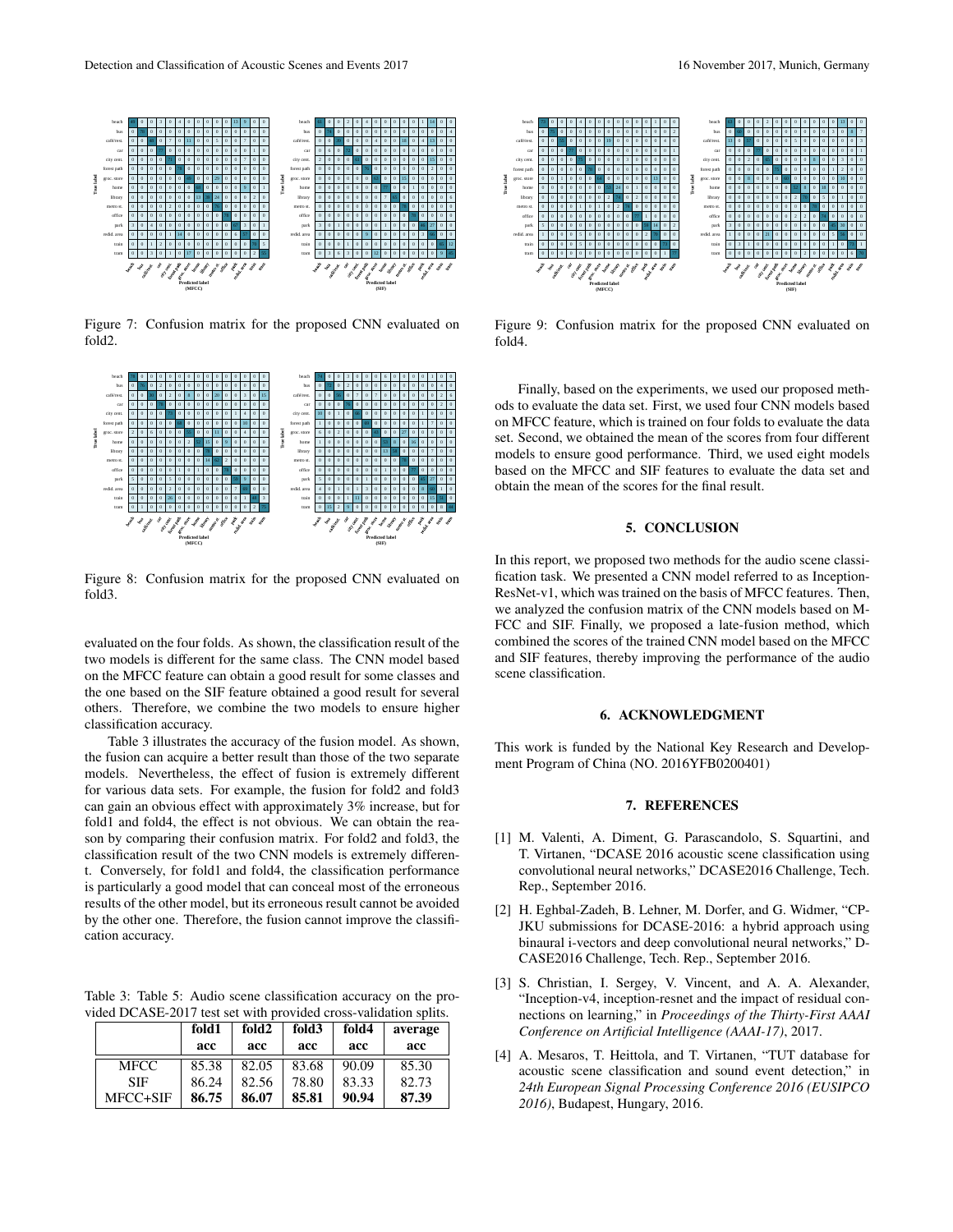Figure 7: Confusion matrix for the proposed CNN evaluated on fold2.

Figure 8: Confusion matrix for the proposed CNN evaluated on fold3.

evaluated on the four folds. As shown, the classification result of the two models is different for the same class. The CNN model based on the MFCC feature can obtain a good result for some classes and the one based on the SIF feature obtained a good result for several others. Therefore, we combine the two models to ensure higher classification accuracy.

Table 3 illustrates the accuracy of the fusion model. As shown, the fusion can acquire a better result than those of the two separate models. Nevertheless, the effect of fusion is extremely different for various data sets. For example, the fusion for fold2 and fold3 can gain an obvious effect with approximately 3% increase, but for fold1 and fold4, the effect is not obvious. We can obtain the reason by comparing their confusion matrix. For fold2 and fold3, the classification result of the two CNN models is extremely different. Conversely, for fold1 and fold4, the classification performance is particularly a good model that can conceal most of the erroneous results of the other model, but its erroneous result cannot be avoided by the other one. Therefore, the fusion cannot improve the classification accuracy.

Table 3: Table 5: Audio scene classification accuracy on the provided DCASE-2017 test set with provided cross-validation splits.

| | fold1 acc | fold2 acc | fold3 acc | fold4 acc | average acc |
|---|---|---|---|---|---|
| MFCC | 85.38 | 82.05 | 83.68 | 90.09 | 85.30 |
| SIF | 86.24 | 82.56 | 78.80 | 83.33 | 82.73 |
| MFCC+SIF | **86.75** | **86.07** | **85.81** | **90.94** | **87.39** |

Figure 9: Confusion matrix for the proposed CNN evaluated on fold4.

Finally, based on the experiments, we used our proposed methods to evaluate the data set. First, we used four CNN models based on MFCC feature, which is trained on four folds to evaluate the data set. Second, we obtained the mean of the scores from four different models to ensure good performance. Third, we used eight models based on the MFCC and SIF features to evaluate the data set and obtain the mean of the scores for the final result.

## 5. CONCLUSION

In this report, we proposed two methods for the audio scene classification task. We presented a CNN model referred to as Inception-ResNet-v1, which was trained on the basis of MFCC features. Then, we analyzed the confusion matrix of the CNN models based on MFCC and SIF. Finally, we proposed a late-fusion method, which combined the scores of the trained CNN model based on the MFCC and SIF features, thereby improving the performance of the audio scene classification.

## 6. ACKNOWLEDGMENT

This work is funded by the National Key Research and Development Program of China (NO. 2016YFB0200401)

## 7. REFERENCES

[1] M. Valenti, A. Diment, G. Parascandolo, S. Squartini, and T. Virtanen, "DCASE 2016 acoustic scene classification using convolutional neural networks," DCASE2016 Challenge, Tech. Rep., September 2016.

[2] H. Eghbal-Zadeh, B. Lehner, M. Dorfer, and G. Widmer, "CP-JKU submissions for DCASE-2016: a hybrid approach using binaural i-vectors and deep convolutional neural networks," DCASE2016 Challenge, Tech. Rep., September 2016.

[3] S. Christian, I. Sergey, V. Vincent, and A. A. Alexander, "Inception-v4, inception-resnet and the impact of residual connections on learning," in *Proceedings of the Thirty-First AAAI Conference on Artificial Intelligence (AAAI-17)*, 2017.

[4] A. Mesaros, T. Heittola, and T. Virtanen, "TUT database for acoustic scene classification and sound event detection," in *24th European Signal Processing Conference 2016 (EUSIPCO 2016)*, Budapest, Hungary, 2016.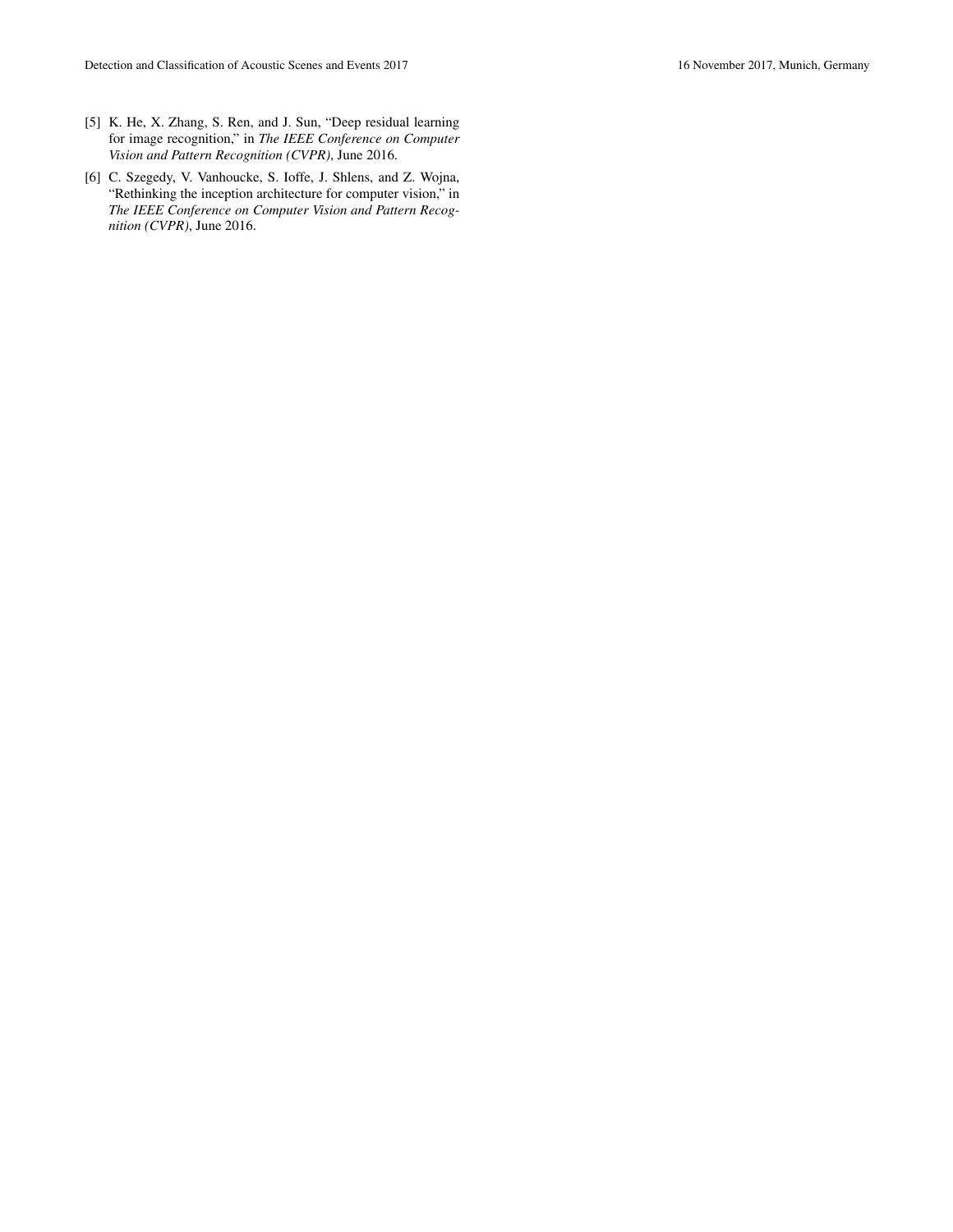[5] K. He, X. Zhang, S. Ren, and J. Sun, "Deep residual learning for image recognition," in *The IEEE Conference on Computer Vision and Pattern Recognition (CVPR)*, June 2016.

[6] C. Szegedy, V. Vanhoucke, S. Ioffe, J. Shlens, and Z. Wojna, "Rethinking the inception architecture for computer vision," in *The IEEE Conference on Computer Vision and Pattern Recognition (CVPR)*, June 2016.